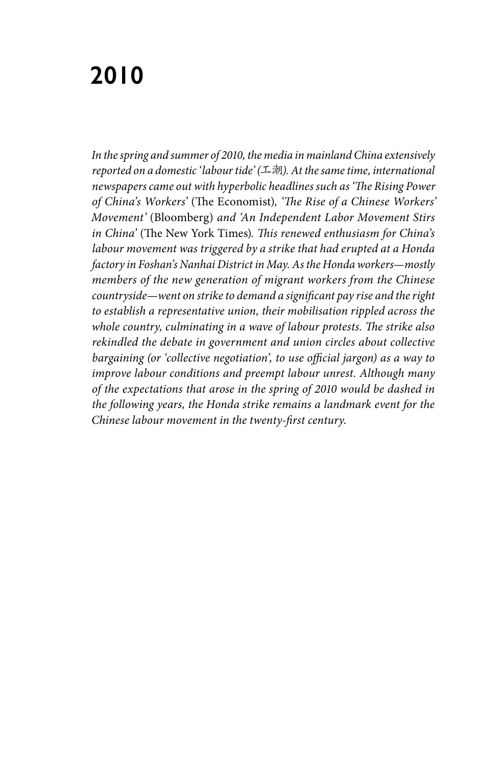# 2010

*In the spring and summer of 2010, the media in mainland China extensively reported on a domestic 'labour tide' (工潮). At the same time, international newspapers came out with hyperbolic headlines such as 'The Rising Power of China's Workers'* (The Economist)*, 'The Rise of a Chinese Workers' Movement'* (Bloomberg) *and 'An Independent Labor Movement Stirs in China'* (The New York Times)*. This renewed enthusiasm for China's labour movement was triggered by a strike that had erupted at a Honda factory in Foshan's Nanhai District in May. As the Honda workers—mostly members of the new generation of migrant workers from the Chinese countryside—went on strike to demand a significant pay rise and the right to establish a representative union, their mobilisation rippled across the whole country, culminating in a wave of labour protests. The strike also rekindled the debate in government and union circles about collective bargaining (or 'collective negotiation', to use official jargon) as a way to improve labour conditions and preempt labour unrest. Although many of the expectations that arose in the spring of 2010 would be dashed in the following years, the Honda strike remains a landmark event for the Chinese labour movement in the twenty-first century.*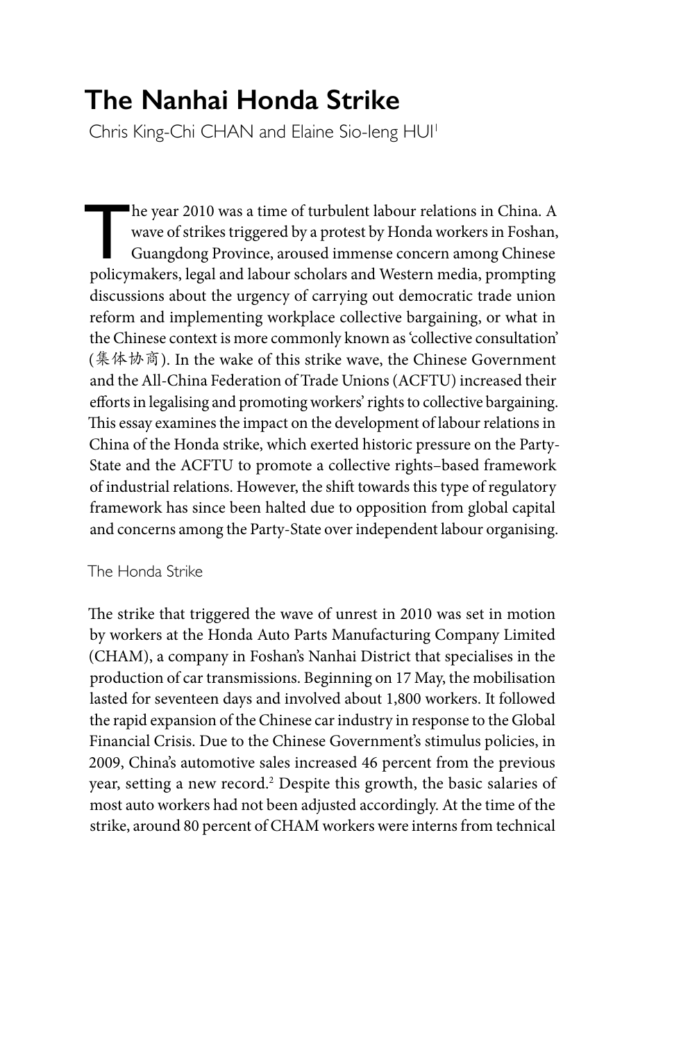# The Nanhai Honda Strike

Chris King-Chi CHAN and Elaine Sio-Ieng HUI[1]

The year 2010 was a time of turbulent labour relations in China. A wave of strikes triggered by a protest by Honda workers in Foshan, Guangdong Province, aroused immense concern among Chinese policymakers, legal and labour scholars and Western media, prompting discussions about the urgency of carrying out democratic trade union reform and implementing workplace collective bargaining, or what in the Chinese context is more commonly known as 'collective consultation' (集体协商). In the wake of this strike wave, the Chinese Government and the All-China Federation of Trade Unions (ACFTU) increased their efforts in legalising and promoting workers' rights to collective bargaining. This essay examines the impact on the development of labour relations in China of the Honda strike, which exerted historic pressure on the Party-State and the ACFTU to promote a collective rights–based framework of industrial relations. However, the shift towards this type of regulatory framework has since been halted due to opposition from global capital and concerns among the Party-State over independent labour organising.

## The Honda Strike

The strike that triggered the wave of unrest in 2010 was set in motion by workers at the Honda Auto Parts Manufacturing Company Limited (CHAM), a company in Foshan's Nanhai District that specialises in the production of car transmissions. Beginning on 17 May, the mobilisation lasted for seventeen days and involved about 1,800 workers. It followed the rapid expansion of the Chinese car industry in response to the Global Financial Crisis. Due to the Chinese Government's stimulus policies, in 2009, China's automotive sales increased 46 percent from the previous year, setting a new record.[2] Despite this growth, the basic salaries of most auto workers had not been adjusted accordingly. At the time of the strike, around 80 percent of CHAM workers were interns from technical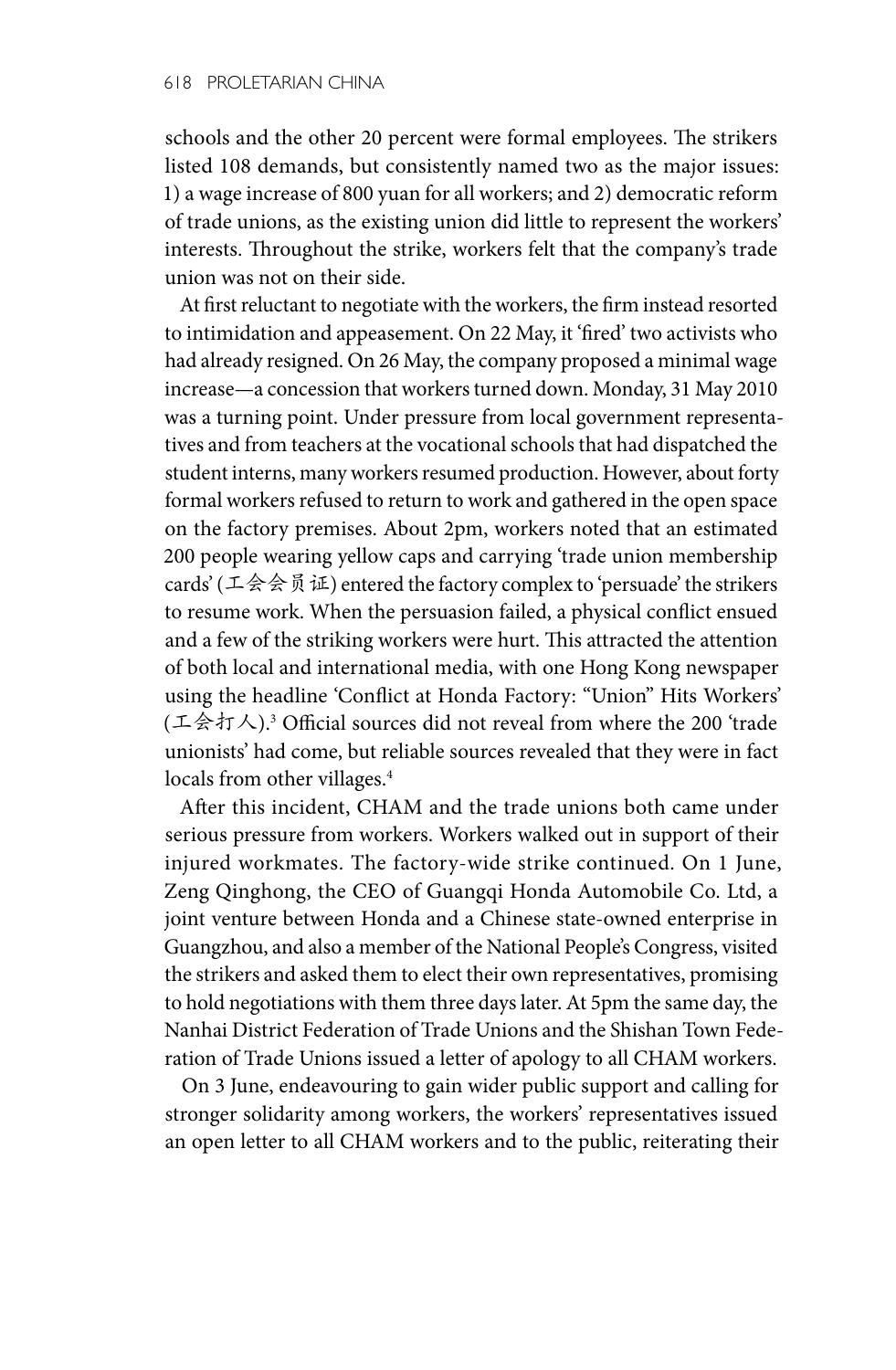schools and the other 20 percent were formal employees. The strikers listed 108 demands, but consistently named two as the major issues: 1) a wage increase of 800 yuan for all workers; and 2) democratic reform of trade unions, as the existing union did little to represent the workers' interests. Throughout the strike, workers felt that the company's trade union was not on their side.

At first reluctant to negotiate with the workers, the firm instead resorted to intimidation and appeasement. On 22 May, it 'fired' two activists who had already resigned. On 26 May, the company proposed a minimal wage increase—a concession that workers turned down. Monday, 31 May 2010 was a turning point. Under pressure from local government representatives and from teachers at the vocational schools that had dispatched the student interns, many workers resumed production. However, about forty formal workers refused to return to work and gathered in the open space on the factory premises. About 2pm, workers noted that an estimated 200 people wearing yellow caps and carrying 'trade union membership cards' (工会会员证) entered the factory complex to 'persuade' the strikers to resume work. When the persuasion failed, a physical conflict ensued and a few of the striking workers were hurt. This attracted the attention of both local and international media, with one Hong Kong newspaper using the headline 'Conflict at Honda Factory: "Union" Hits Workers' (工会打人).[3] Official sources did not reveal from where the 200 'trade unionists' had come, but reliable sources revealed that they were in fact locals from other villages.[4]

After this incident, CHAM and the trade unions both came under serious pressure from workers. Workers walked out in support of their injured workmates. The factory-wide strike continued. On 1 June, Zeng Qinghong, the CEO of Guangqi Honda Automobile Co. Ltd, a joint venture between Honda and a Chinese state-owned enterprise in Guangzhou, and also a member of the National People's Congress, visited the strikers and asked them to elect their own representatives, promising to hold negotiations with them three days later. At 5pm the same day, the Nanhai District Federation of Trade Unions and the Shishan Town Federation of Trade Unions issued a letter of apology to all CHAM workers.

On 3 June, endeavouring to gain wider public support and calling for stronger solidarity among workers, the workers' representatives issued an open letter to all CHAM workers and to the public, reiterating their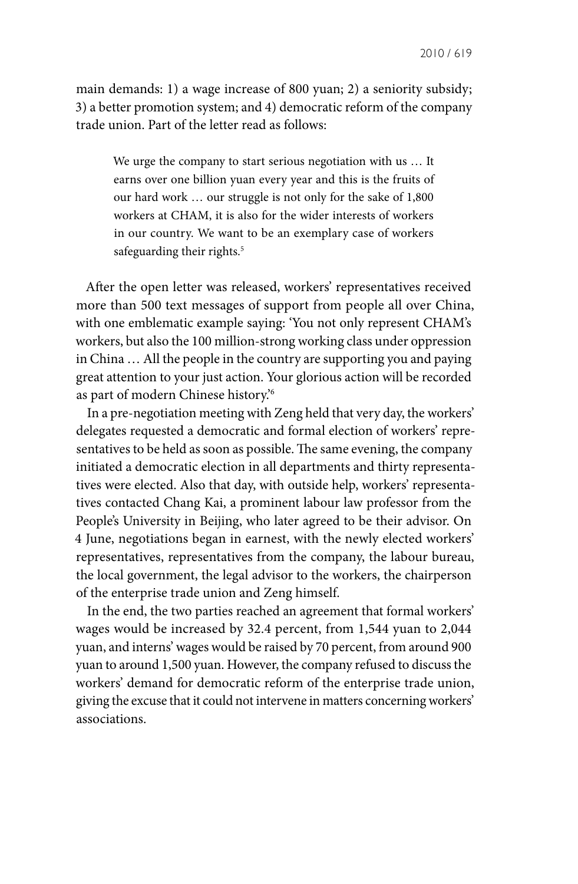main demands: 1) a wage increase of 800 yuan; 2) a seniority subsidy; 3) a better promotion system; and 4) democratic reform of the company trade union. Part of the letter read as follows:

> We urge the company to start serious negotiation with us … It earns over one billion yuan every year and this is the fruits of our hard work … our struggle is not only for the sake of 1,800 workers at CHAM, it is also for the wider interests of workers in our country. We want to be an exemplary case of workers safeguarding their rights.[5]

After the open letter was released, workers' representatives received more than 500 text messages of support from people all over China, with one emblematic example saying: 'You not only represent CHAM's workers, but also the 100 million-strong working class under oppression in China … All the people in the country are supporting you and paying great attention to your just action. Your glorious action will be recorded as part of modern Chinese history.'[6]

In a pre-negotiation meeting with Zeng held that very day, the workers' delegates requested a democratic and formal election of workers' representatives to be held as soon as possible. The same evening, the company initiated a democratic election in all departments and thirty representatives were elected. Also that day, with outside help, workers' representatives contacted Chang Kai, a prominent labour law professor from the People's University in Beijing, who later agreed to be their advisor. On 4 June, negotiations began in earnest, with the newly elected workers' representatives, representatives from the company, the labour bureau, the local government, the legal advisor to the workers, the chairperson of the enterprise trade union and Zeng himself.

In the end, the two parties reached an agreement that formal workers' wages would be increased by 32.4 percent, from 1,544 yuan to 2,044 yuan, and interns' wages would be raised by 70 percent, from around 900 yuan to around 1,500 yuan. However, the company refused to discuss the workers' demand for democratic reform of the enterprise trade union, giving the excuse that it could not intervene in matters concerning workers' associations.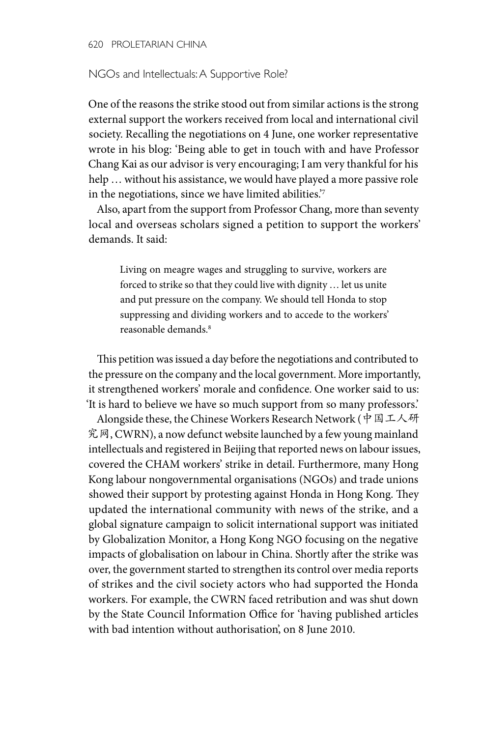## NGOs and Intellectuals: A Supportive Role?

One of the reasons the strike stood out from similar actions is the strong external support the workers received from local and international civil society. Recalling the negotiations on 4 June, one worker representative wrote in his blog: 'Being able to get in touch with and have Professor Chang Kai as our advisor is very encouraging; I am very thankful for his help … without his assistance, we would have played a more passive role in the negotiations, since we have limited abilities.'[7]

Also, apart from the support from Professor Chang, more than seventy local and overseas scholars signed a petition to support the workers' demands. It said:

> Living on meagre wages and struggling to survive, workers are forced to strike so that they could live with dignity … let us unite and put pressure on the company. We should tell Honda to stop suppressing and dividing workers and to accede to the workers' reasonable demands.[8]

This petition was issued a day before the negotiations and contributed to the pressure on the company and the local government. More importantly, it strengthened workers' morale and confidence. One worker said to us: 'It is hard to believe we have so much support from so many professors.'

Alongside these, the Chinese Workers Research Network (中国工人研究网, CWRN), a now defunct website launched by a few young mainland intellectuals and registered in Beijing that reported news on labour issues, covered the CHAM workers' strike in detail. Furthermore, many Hong Kong labour nongovernmental organisations (NGOs) and trade unions showed their support by protesting against Honda in Hong Kong. They updated the international community with news of the strike, and a global signature campaign to solicit international support was initiated by Globalization Monitor, a Hong Kong NGO focusing on the negative impacts of globalisation on labour in China. Shortly after the strike was over, the government started to strengthen its control over media reports of strikes and the civil society actors who had supported the Honda workers. For example, the CWRN faced retribution and was shut down by the State Council Information Office for 'having published articles with bad intention without authorisation', on 8 June 2010.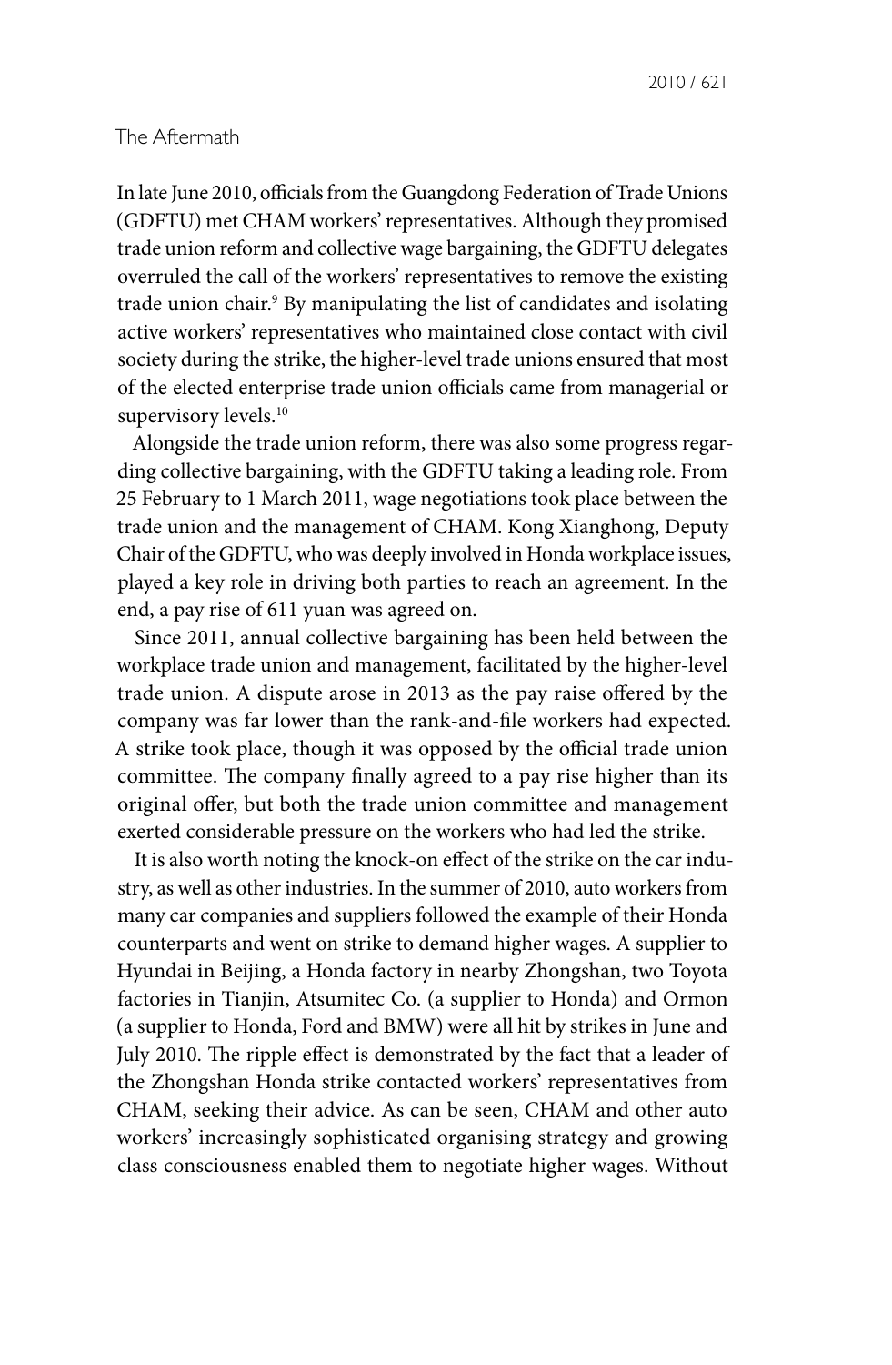## The Aftermath

In late June 2010, officials from the Guangdong Federation of Trade Unions (GDFTU) met CHAM workers' representatives. Although they promised trade union reform and collective wage bargaining, the GDFTU delegates overruled the call of the workers' representatives to remove the existing trade union chair.[9] By manipulating the list of candidates and isolating active workers' representatives who maintained close contact with civil society during the strike, the higher-level trade unions ensured that most of the elected enterprise trade union officials came from managerial or supervisory levels.[10]

Alongside the trade union reform, there was also some progress regarding collective bargaining, with the GDFTU taking a leading role. From 25 February to 1 March 2011, wage negotiations took place between the trade union and the management of CHAM. Kong Xianghong, Deputy Chair of the GDFTU, who was deeply involved in Honda workplace issues, played a key role in driving both parties to reach an agreement. In the end, a pay rise of 611 yuan was agreed on.

Since 2011, annual collective bargaining has been held between the workplace trade union and management, facilitated by the higher-level trade union. A dispute arose in 2013 as the pay raise offered by the company was far lower than the rank-and-file workers had expected. A strike took place, though it was opposed by the official trade union committee. The company finally agreed to a pay rise higher than its original offer, but both the trade union committee and management exerted considerable pressure on the workers who had led the strike.

It is also worth noting the knock-on effect of the strike on the car industry, as well as other industries. In the summer of 2010, auto workers from many car companies and suppliers followed the example of their Honda counterparts and went on strike to demand higher wages. A supplier to Hyundai in Beijing, a Honda factory in nearby Zhongshan, two Toyota factories in Tianjin, Atsumitec Co. (a supplier to Honda) and Ormon (a supplier to Honda, Ford and BMW) were all hit by strikes in June and July 2010. The ripple effect is demonstrated by the fact that a leader of the Zhongshan Honda strike contacted workers' representatives from CHAM, seeking their advice. As can be seen, CHAM and other auto workers' increasingly sophisticated organising strategy and growing class consciousness enabled them to negotiate higher wages. Without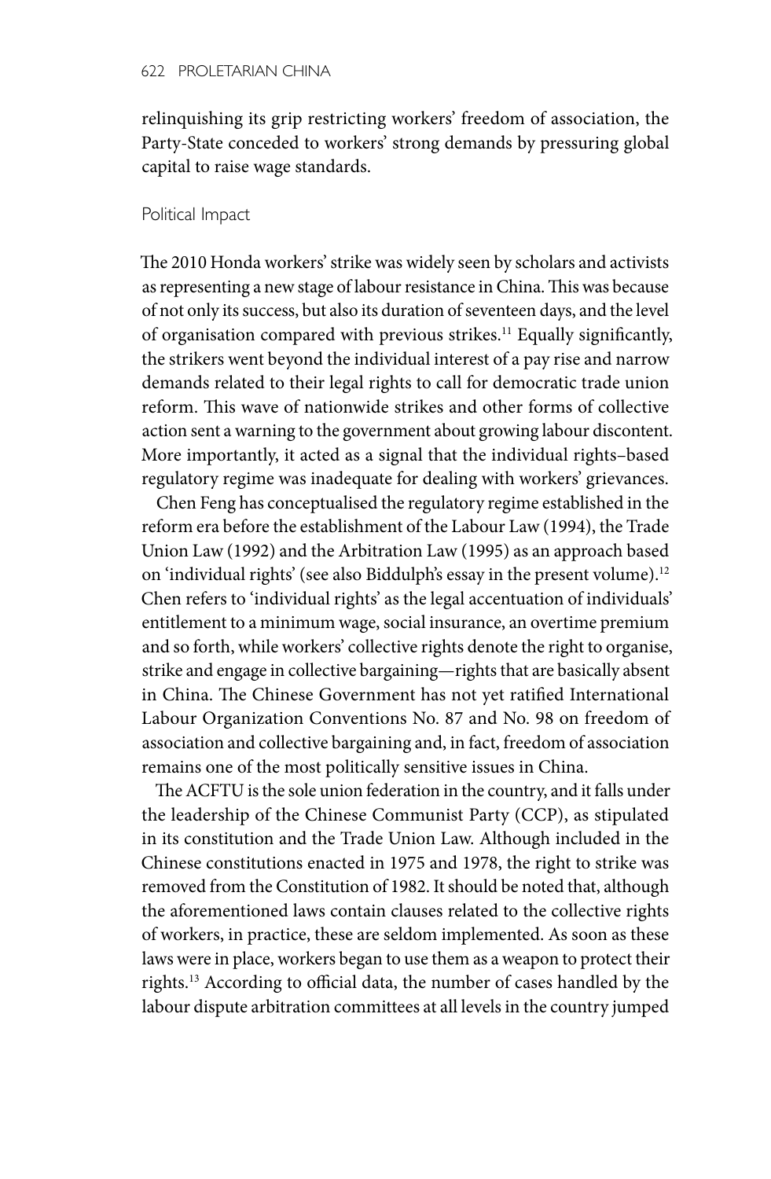relinquishing its grip restricting workers' freedom of association, the Party-State conceded to workers' strong demands by pressuring global capital to raise wage standards.

## Political Impact

The 2010 Honda workers' strike was widely seen by scholars and activists as representing a new stage of labour resistance in China. This was because of not only its success, but also its duration of seventeen days, and the level of organisation compared with previous strikes.[11] Equally significantly, the strikers went beyond the individual interest of a pay rise and narrow demands related to their legal rights to call for democratic trade union reform. This wave of nationwide strikes and other forms of collective action sent a warning to the government about growing labour discontent. More importantly, it acted as a signal that the individual rights–based regulatory regime was inadequate for dealing with workers' grievances.

Chen Feng has conceptualised the regulatory regime established in the reform era before the establishment of the Labour Law (1994), the Trade Union Law (1992) and the Arbitration Law (1995) as an approach based on 'individual rights' (see also Biddulph's essay in the present volume).[12] Chen refers to 'individual rights' as the legal accentuation of individuals' entitlement to a minimum wage, social insurance, an overtime premium and so forth, while workers' collective rights denote the right to organise, strike and engage in collective bargaining—rights that are basically absent in China. The Chinese Government has not yet ratified International Labour Organization Conventions No. 87 and No. 98 on freedom of association and collective bargaining and, in fact, freedom of association remains one of the most politically sensitive issues in China.

The ACFTU is the sole union federation in the country, and it falls under the leadership of the Chinese Communist Party (CCP), as stipulated in its constitution and the Trade Union Law. Although included in the Chinese constitutions enacted in 1975 and 1978, the right to strike was removed from the Constitution of 1982. It should be noted that, although the aforementioned laws contain clauses related to the collective rights of workers, in practice, these are seldom implemented. As soon as these laws were in place, workers began to use them as a weapon to protect their rights.[13] According to official data, the number of cases handled by the labour dispute arbitration committees at all levels in the country jumped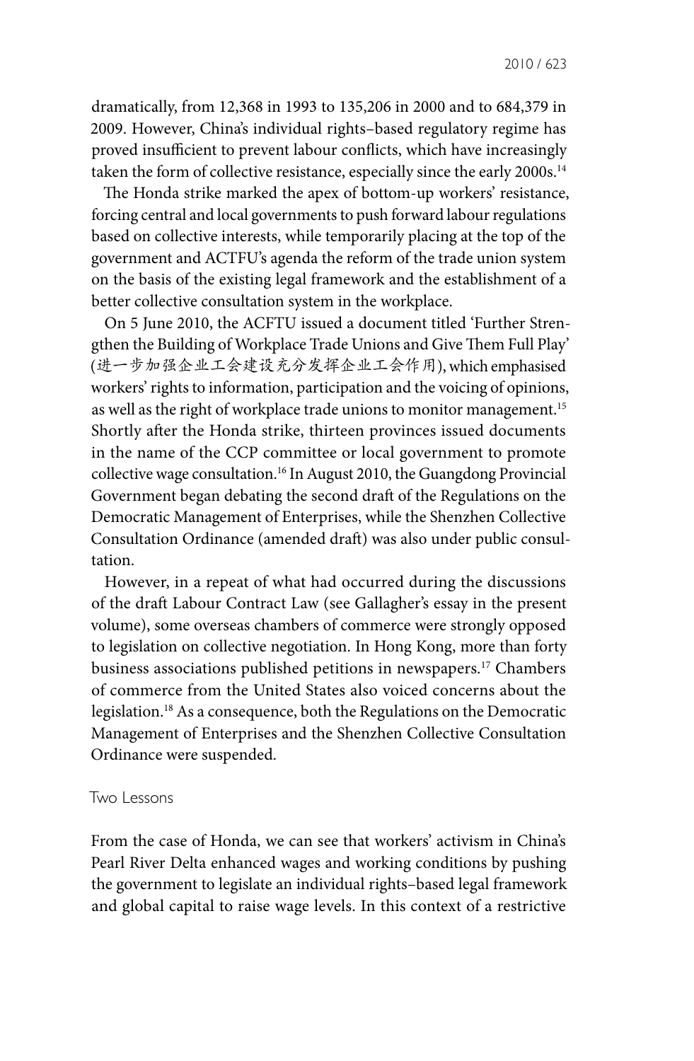dramatically, from 12,368 in 1993 to 135,206 in 2000 and to 684,379 in 2009. However, China's individual rights–based regulatory regime has proved insufficient to prevent labour conflicts, which have increasingly taken the form of collective resistance, especially since the early 2000s.[14]

The Honda strike marked the apex of bottom-up workers' resistance, forcing central and local governments to push forward labour regulations based on collective interests, while temporarily placing at the top of the government and ACTFU's agenda the reform of the trade union system on the basis of the existing legal framework and the establishment of a better collective consultation system in the workplace.

On 5 June 2010, the ACFTU issued a document titled 'Further Strengthen the Building of Workplace Trade Unions and Give Them Full Play' (进一步加强企业工会建设充分发挥企业工会作用), which emphasised workers' rights to information, participation and the voicing of opinions, as well as the right of workplace trade unions to monitor management.[15] Shortly after the Honda strike, thirteen provinces issued documents in the name of the CCP committee or local government to promote collective wage consultation.[16] In August 2010, the Guangdong Provincial Government began debating the second draft of the Regulations on the Democratic Management of Enterprises, while the Shenzhen Collective Consultation Ordinance (amended draft) was also under public consultation.

However, in a repeat of what had occurred during the discussions of the draft Labour Contract Law (see Gallagher's essay in the present volume), some overseas chambers of commerce were strongly opposed to legislation on collective negotiation. In Hong Kong, more than forty business associations published petitions in newspapers.[17] Chambers of commerce from the United States also voiced concerns about the legislation.[18] As a consequence, both the Regulations on the Democratic Management of Enterprises and the Shenzhen Collective Consultation Ordinance were suspended.

## Two Lessons

From the case of Honda, we can see that workers' activism in China's Pearl River Delta enhanced wages and working conditions by pushing the government to legislate an individual rights–based legal framework and global capital to raise wage levels. In this context of a restrictive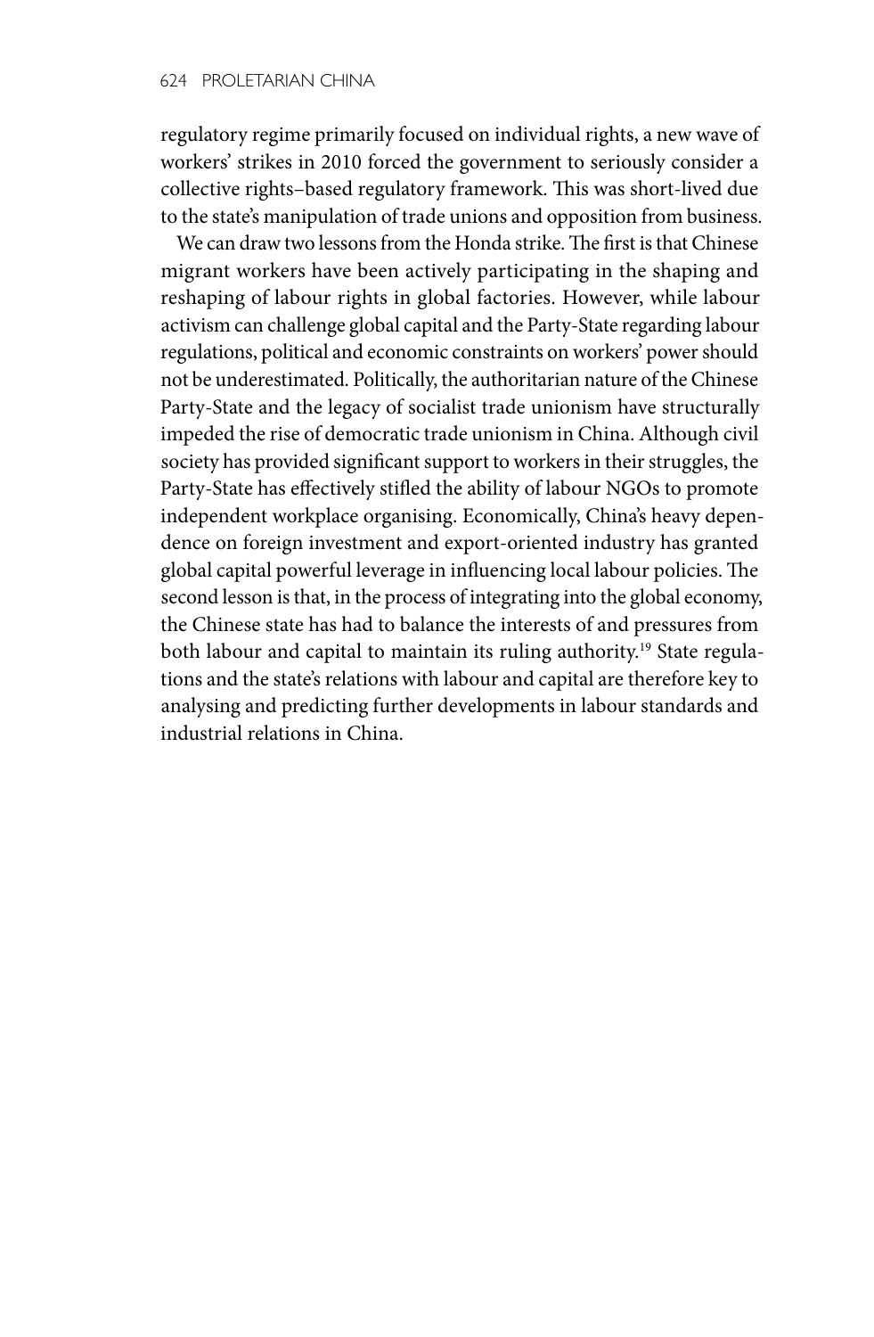regulatory regime primarily focused on individual rights, a new wave of workers' strikes in 2010 forced the government to seriously consider a collective rights–based regulatory framework. This was short-lived due to the state's manipulation of trade unions and opposition from business.

We can draw two lessons from the Honda strike. The first is that Chinese migrant workers have been actively participating in the shaping and reshaping of labour rights in global factories. However, while labour activism can challenge global capital and the Party-State regarding labour regulations, political and economic constraints on workers' power should not be underestimated. Politically, the authoritarian nature of the Chinese Party-State and the legacy of socialist trade unionism have structurally impeded the rise of democratic trade unionism in China. Although civil society has provided significant support to workers in their struggles, the Party-State has effectively stifled the ability of labour NGOs to promote independent workplace organising. Economically, China's heavy dependence on foreign investment and export-oriented industry has granted global capital powerful leverage in influencing local labour policies. The second lesson is that, in the process of integrating into the global economy, the Chinese state has had to balance the interests of and pressures from both labour and capital to maintain its ruling authority.[19] State regulations and the state's relations with labour and capital are therefore key to analysing and predicting further developments in labour standards and industrial relations in China.